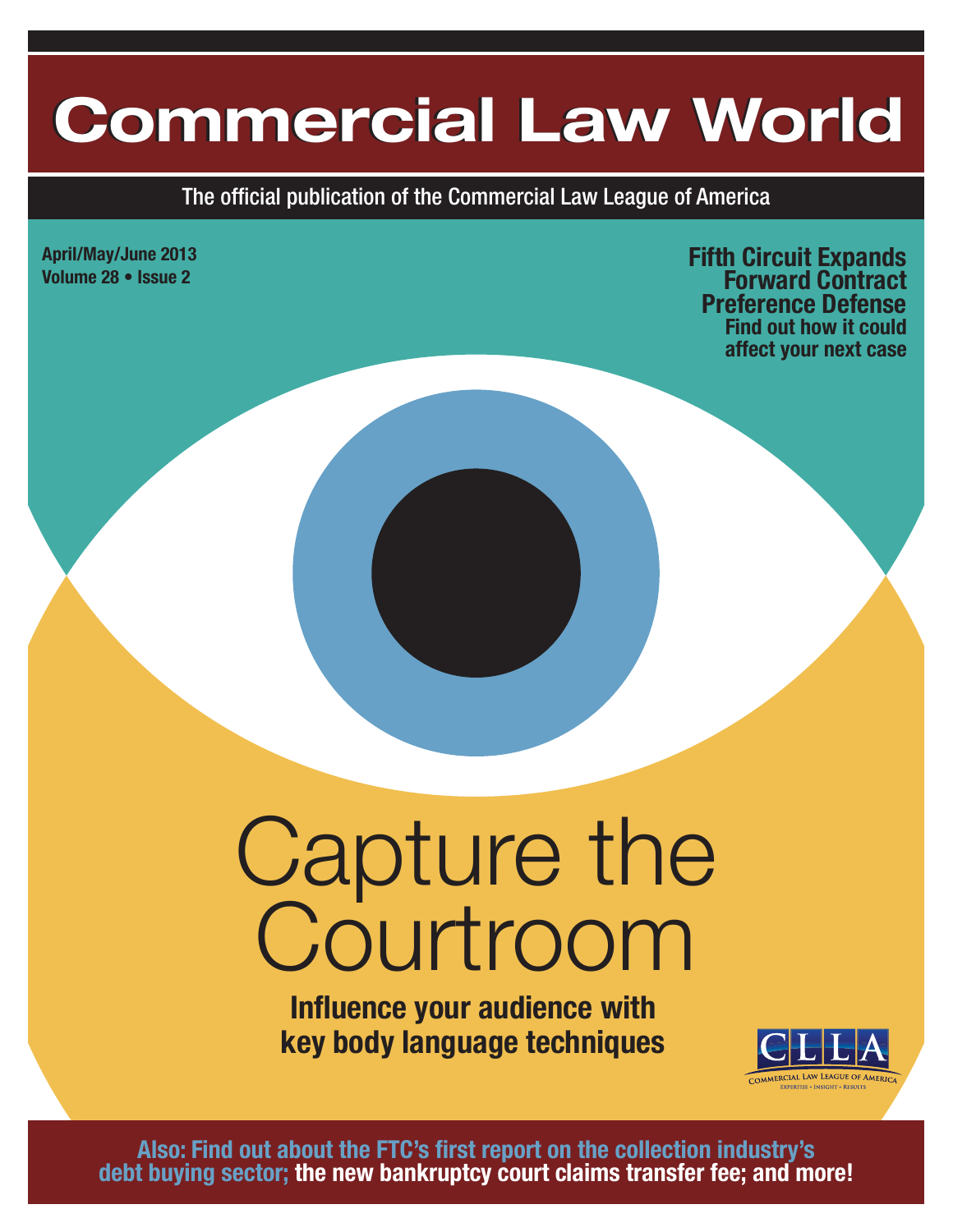# Commercial Law World

The official publication of the Commercial Law League of America

**April/May/June 2013**
**Volume 28 • Issue 2**

**Fifth Circuit Expands Forward Contract Preference Defense**
**Find out how it could affect your next case**

# Capture the Courtroom

**Influence your audience with key body language techniques**

CLLA
COMMERCIAL LAW LEAGUE OF AMERICA
EXPERTISE • INSIGHT • RESULTS

**Also: Find out about the FTC's first report on the collection industry's debt buying sector; the new bankruptcy court claims transfer fee; and more!**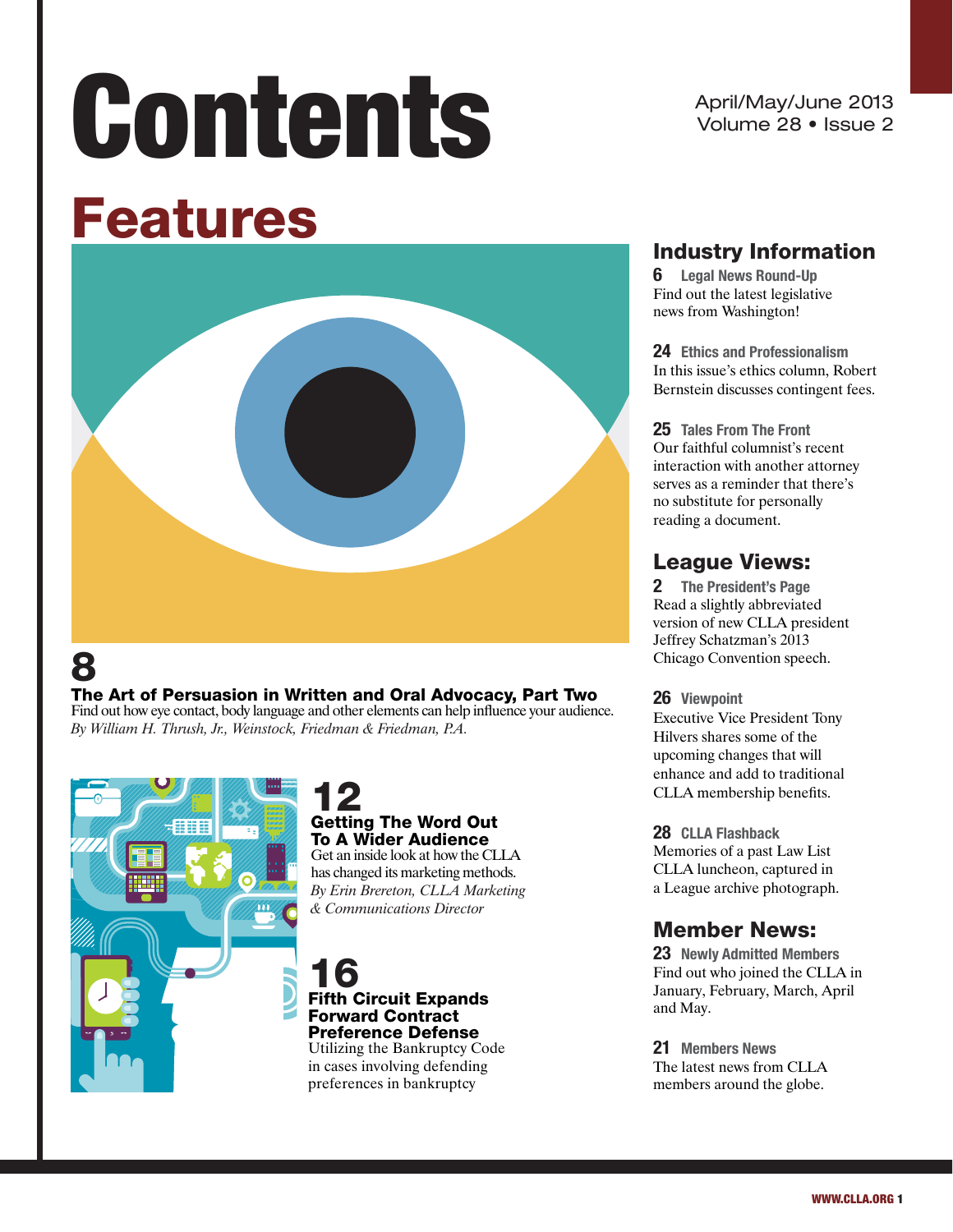# Contents

April/May/June 2013
Volume 28 • Issue 2

## Features

**8**
**The Art of Persuasion in Written and Oral Advocacy, Part Two**
Find out how eye contact, body language and other elements can help influence your audience.
*By William H. Thrush, Jr., Weinstock, Friedman & Friedman, P.A.*

**12**
**Getting The Word Out To A Wider Audience**
Get an inside look at how the CLLA has changed its marketing methods.
*By Erin Brereton, CLLA Marketing & Communications Director*

**16**
**Fifth Circuit Expands Forward Contract Preference Defense**
Utilizing the Bankruptcy Code in cases involving defending preferences in bankruptcy

## Industry Information

**6 Legal News Round-Up**
Find out the latest legislative news from Washington!

**24 Ethics and Professionalism**
In this issue's ethics column, Robert Bernstein discusses contingent fees.

**25 Tales From The Front**
Our faithful columnist's recent interaction with another attorney serves as a reminder that there's no substitute for personally reading a document.

## League Views:

**2 The President's Page**
Read a slightly abbreviated version of new CLLA president Jeffrey Schatzman's 2013 Chicago Convention speech.

**26 Viewpoint**
Executive Vice President Tony Hilvers shares some of the upcoming changes that will enhance and add to traditional CLLA membership benefits.

**28 CLLA Flashback**
Memories of a past Law List CLLA luncheon, captured in a League archive photograph.

## Member News:

**23 Newly Admitted Members**
Find out who joined the CLLA in January, February, March, April and May.

**21 Members News**
The latest news from CLLA members around the globe.